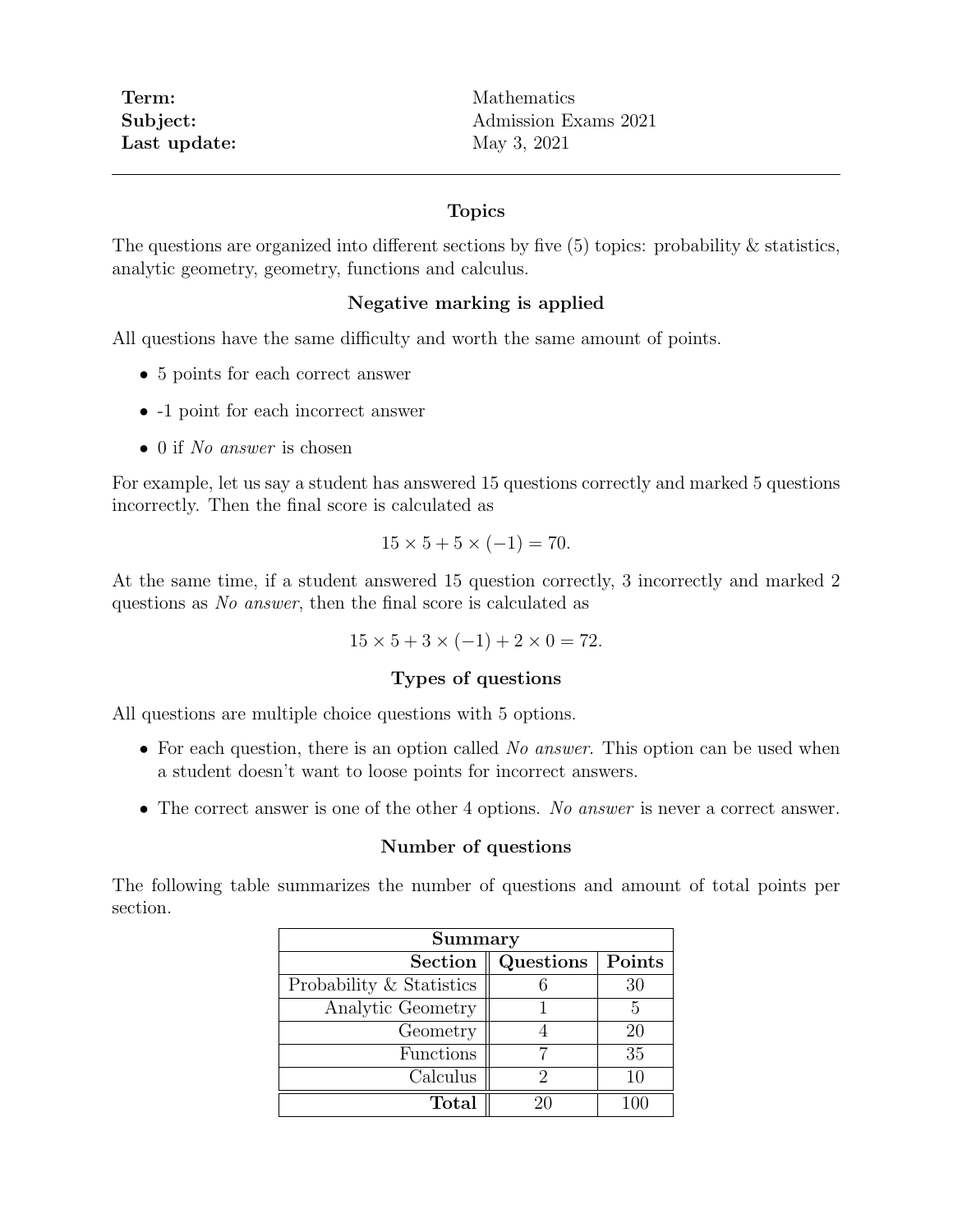| | |
|---|---|
| **Term:** | Mathematics |
| **Subject:** | Admission Exams 2021 |
| **Last update:** | May 3, 2021 |

---

### Topics

The questions are organized into different sections by five (5) topics: probability & statistics, analytic geometry, geometry, functions and calculus.

### Negative marking is applied

All questions have the same difficulty and worth the same amount of points.

- 5 points for each correct answer
- -1 point for each incorrect answer
- 0 if *No answer* is chosen

For example, let us say a student has answered 15 questions correctly and marked 5 questions incorrectly. Then the final score is calculated as

$$15 \times 5 + 5 \times (-1) = 70.$$

At the same time, if a student answered 15 question correctly, 3 incorrectly and marked 2 questions as *No answer*, then the final score is calculated as

$$15 \times 5 + 3 \times (-1) + 2 \times 0 = 72.$$

### Types of questions

All questions are multiple choice questions with 5 options.

- For each question, there is an option called *No answer*. This option can be used when a student doesn't want to loose points for incorrect answers.
- The correct answer is one of the other 4 options. *No answer* is never a correct answer.

### Number of questions

The following table summarizes the number of questions and amount of total points per section.

| **Summary** | | |
|---|---|---|
| **Section** | **Questions** | **Points** |
| Probability & Statistics | 6 | 30 |
| Analytic Geometry | 1 | 5 |
| Geometry | 4 | 20 |
| Functions | 7 | 35 |
| Calculus | 2 | 10 |
| **Total** | 20 | 100 |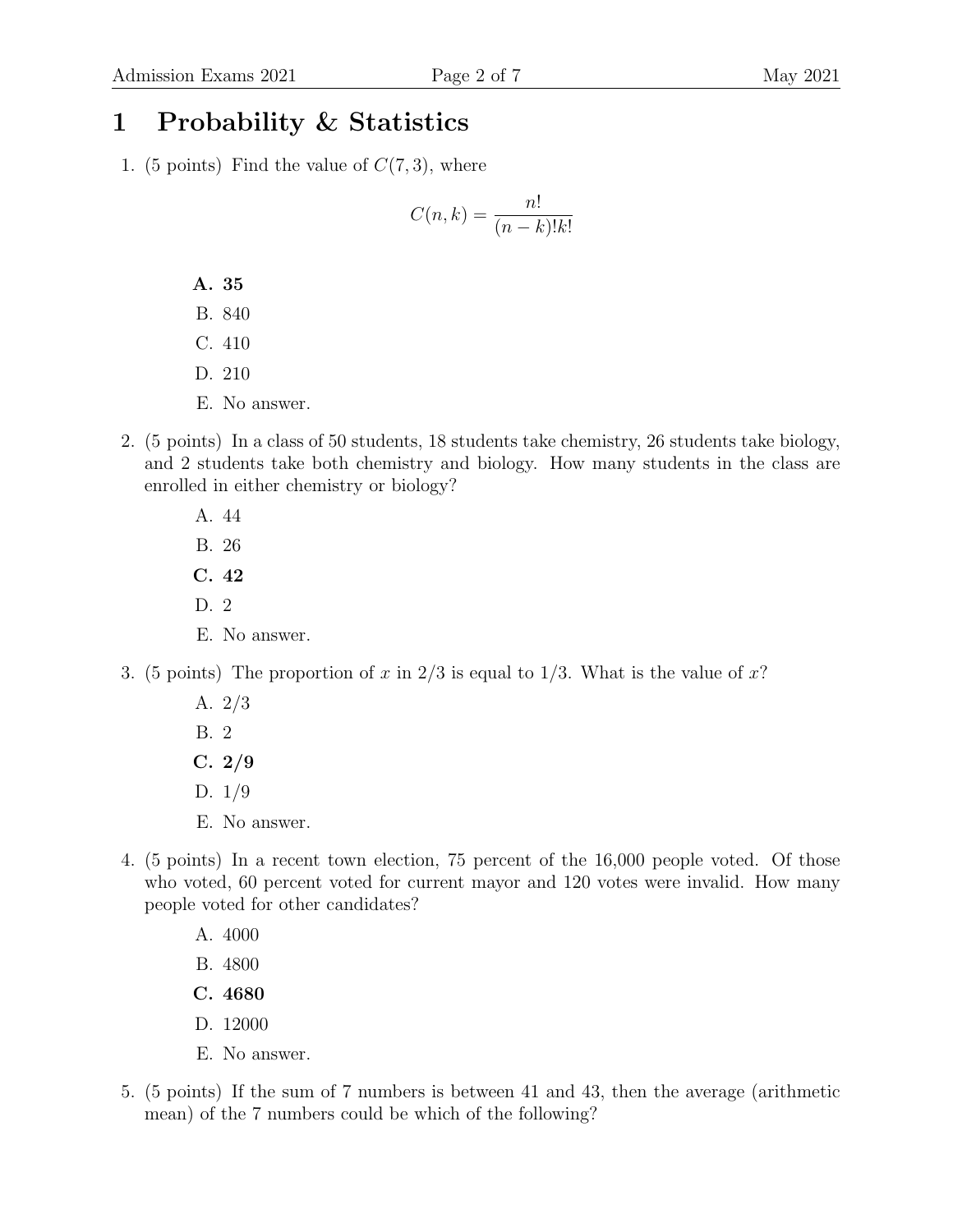# 1 Probability & Statistics

1. (5 points) Find the value of $C(7, 3)$, where

$$C(n, k) = \frac{n!}{(n-k)!k!}$$

   **A. 35**
   B. 840
   C. 410
   D. 210
   E. No answer.

2. (5 points) In a class of 50 students, 18 students take chemistry, 26 students take biology, and 2 students take both chemistry and biology. How many students in the class are enrolled in either chemistry or biology?

   A. 44
   B. 26
   **C. 42**
   D. 2
   E. No answer.

3. (5 points) The proportion of $x$ in $2/3$ is equal to $1/3$. What is the value of $x$?

   A. $2/3$
   B. 2
   **C. $2/9$**
   D. $1/9$
   E. No answer.

4. (5 points) In a recent town election, 75 percent of the 16,000 people voted. Of those who voted, 60 percent voted for current mayor and 120 votes were invalid. How many people voted for other candidates?

   A. 4000
   B. 4800
   **C. 4680**
   D. 12000
   E. No answer.

5. (5 points) If the sum of 7 numbers is between 41 and 43, then the average (arithmetic mean) of the 7 numbers could be which of the following?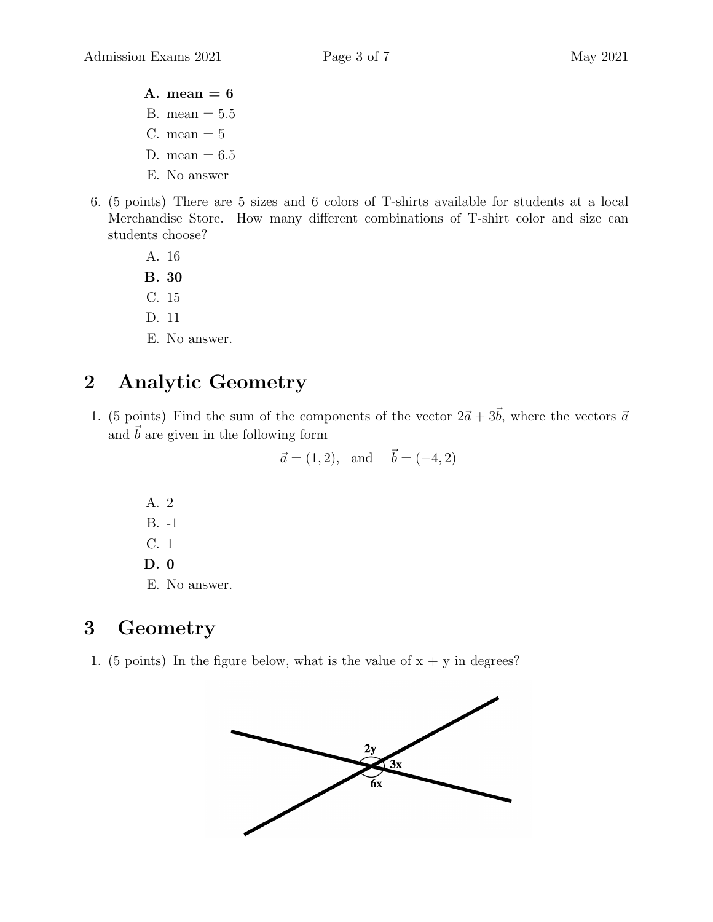**A. mean = 6**

B. mean = 5.5

C. mean = 5

D. mean = 6.5

E. No answer

6. (5 points) There are 5 sizes and 6 colors of T-shirts available for students at a local Merchandise Store. How many different combinations of T-shirt color and size can students choose?

   A. 16

   **B. 30**

   C. 15

   D. 11

   E. No answer.

## 2 Analytic Geometry

1. (5 points) Find the sum of the components of the vector $2\vec{a} + 3\vec{b}$, where the vectors $\vec{a}$ and $\vec{b}$ are given in the following form

$$\vec{a} = (1, 2), \quad \text{and} \quad \vec{b} = (-4, 2)$$

   A. 2

   B. -1

   C. 1

   **D. 0**

   E. No answer.

## 3 Geometry

1. (5 points) In the figure below, what is the value of x + y in degrees?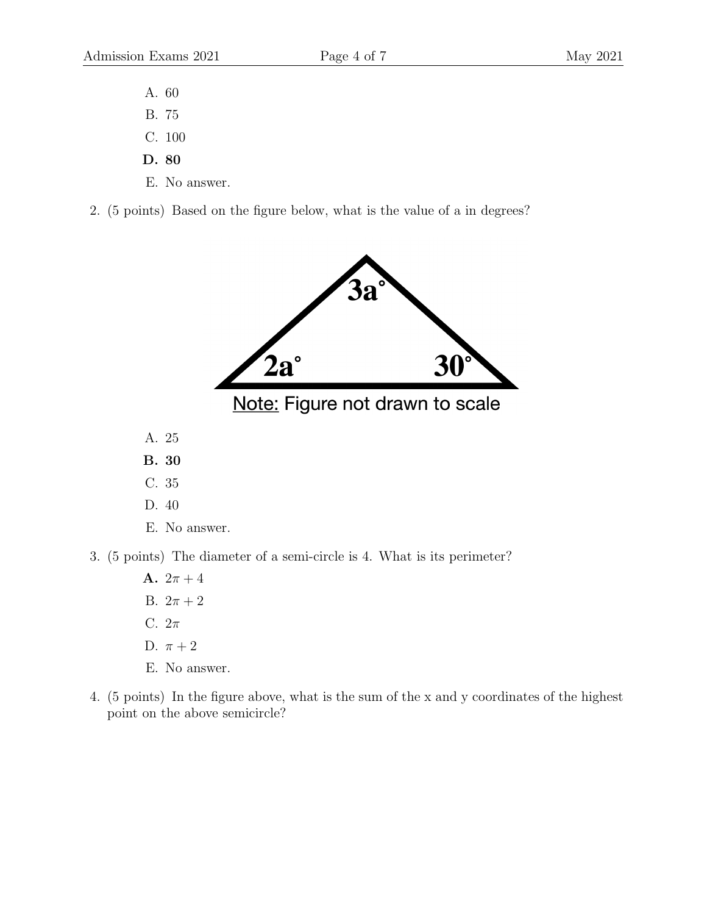A. 60

B. 75

C. 100

**D. 80**

E. No answer.

2. (5 points) Based on the figure below, what is the value of a in degrees?

**3a°**

**2a°** **30°**

Note: Figure not drawn to scale

A. 25

**B. 30**

C. 35

D. 40

E. No answer.

3. (5 points) The diameter of a semi-circle is 4. What is its perimeter?

**A.** $2\pi + 4$

B. $2\pi + 2$

C. $2\pi$

D. $\pi + 2$

E. No answer.

4. (5 points) In the figure above, what is the sum of the x and y coordinates of the highest point on the above semicircle?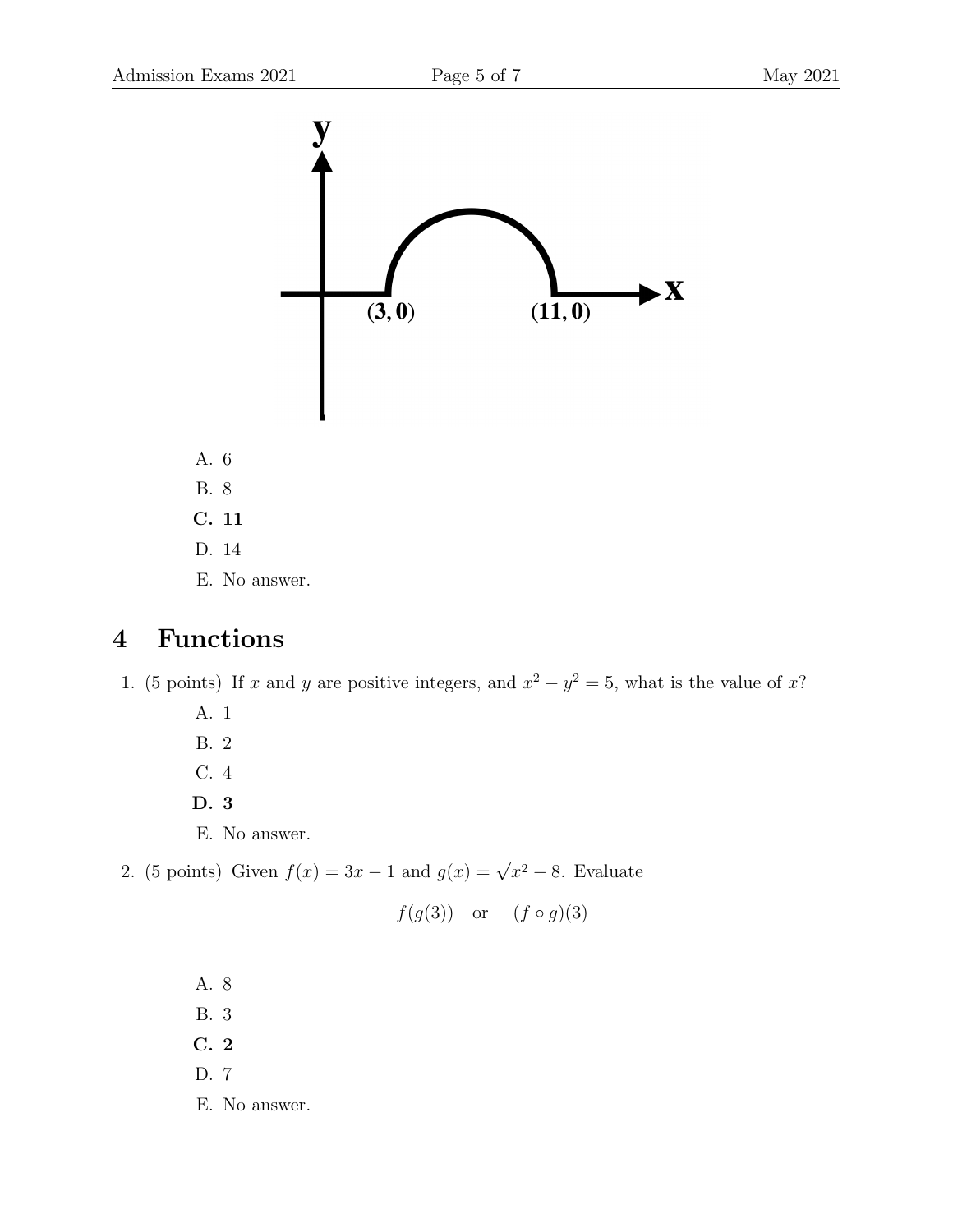A. 6

B. 8

**C. 11**

D. 14

E. No answer.

## 4 Functions

1. (5 points) If $x$ and $y$ are positive integers, and $x^2 - y^2 = 5$, what is the value of $x$?

   A. 1

   B. 2

   C. 4

   **D. 3**

   E. No answer.

2. (5 points) Given $f(x) = 3x - 1$ and $g(x) = \sqrt{x^2 - 8}$. Evaluate

$$f(g(3)) \quad \text{or} \quad (f \circ g)(3)$$

   A. 8

   B. 3

   **C. 2**

   D. 7

   E. No answer.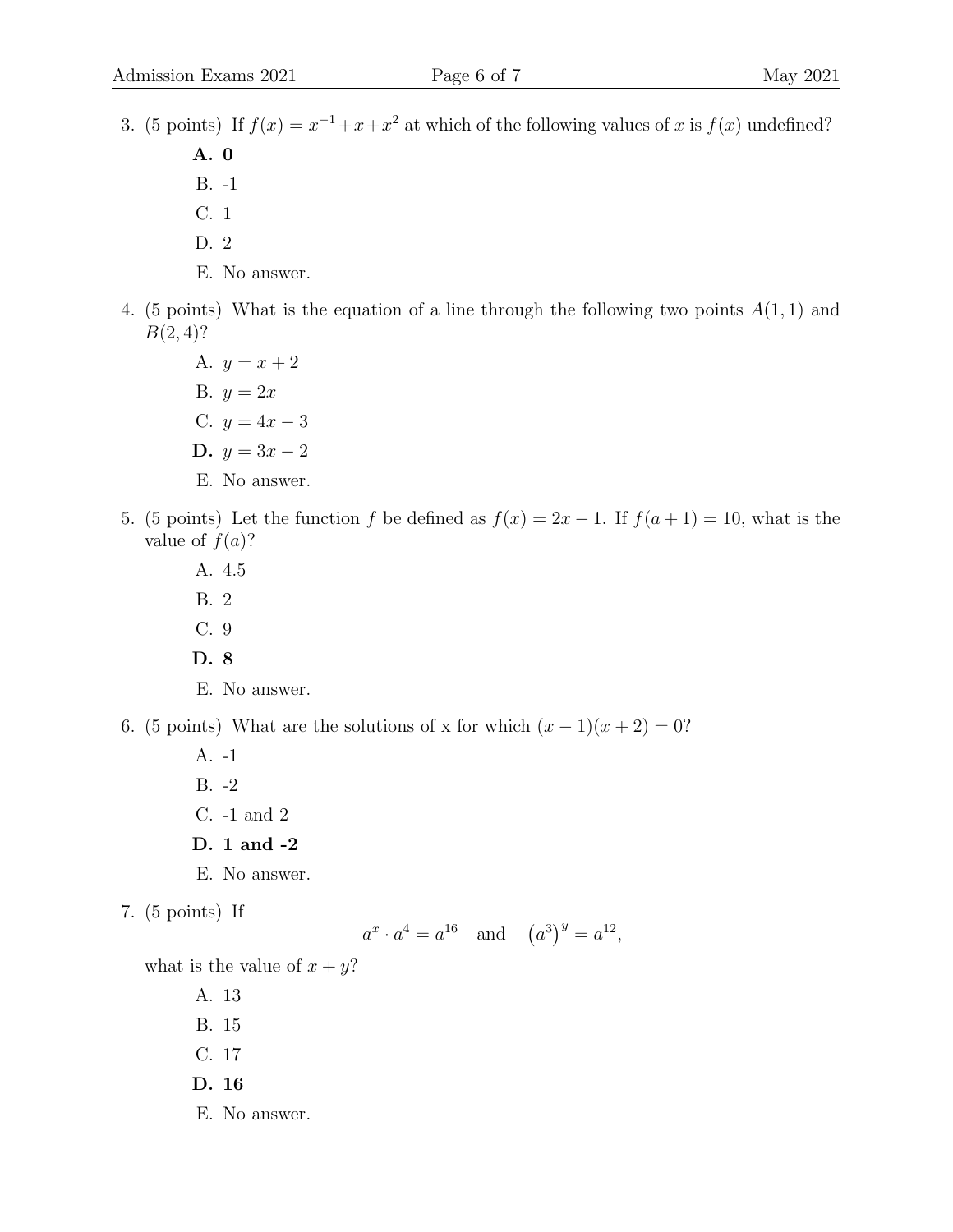3. (5 points) If $f(x) = x^{-1} + x + x^2$ at which of the following values of $x$ is $f(x)$ undefined?

   **A. 0**

   B. -1

   C. 1

   D. 2

   E. No answer.

4. (5 points) What is the equation of a line through the following two points $A(1, 1)$ and $B(2, 4)$?

   A. $y = x + 2$

   B. $y = 2x$

   C. $y = 4x - 3$

   **D.** $y = 3x - 2$

   E. No answer.

5. (5 points) Let the function $f$ be defined as $f(x) = 2x - 1$. If $f(a + 1) = 10$, what is the value of $f(a)$?

   A. 4.5

   B. 2

   C. 9

   **D. 8**

   E. No answer.

6. (5 points) What are the solutions of x for which $(x - 1)(x + 2) = 0$?

   A. -1

   B. -2

   C. -1 and 2

   **D. 1 and -2**

   E. No answer.

7. (5 points) If

   $$a^x \cdot a^4 = a^{16} \quad \text{and} \quad \left(a^3\right)^y = a^{12},$$

   what is the value of $x + y$?

   A. 13

   B. 15

   C. 17

   **D. 16**

   E. No answer.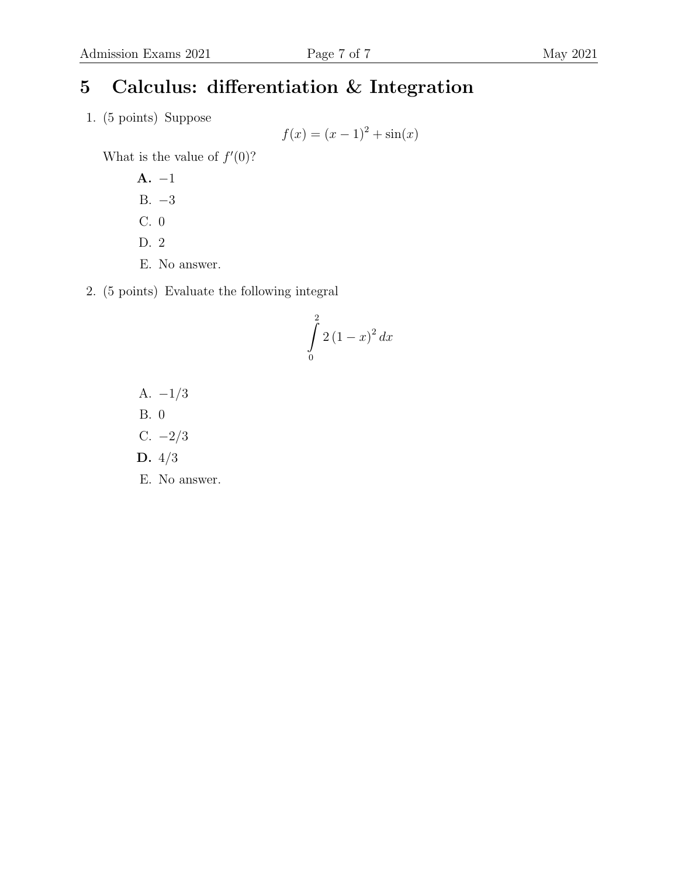# 5 Calculus: differentiation & Integration

1. (5 points) Suppose

$$f(x) = (x-1)^2 + \sin(x)$$

   What is the value of $f'(0)$?

   **A.** $-1$

   B. $-3$

   C. $0$

   D. $2$

   E. No answer.

2. (5 points) Evaluate the following integral

$$\int_0^2 2\,(1-x)^2\,dx$$

   A. $-1/3$

   B. $0$

   C. $-2/3$

   **D.** $4/3$

   E. No answer.